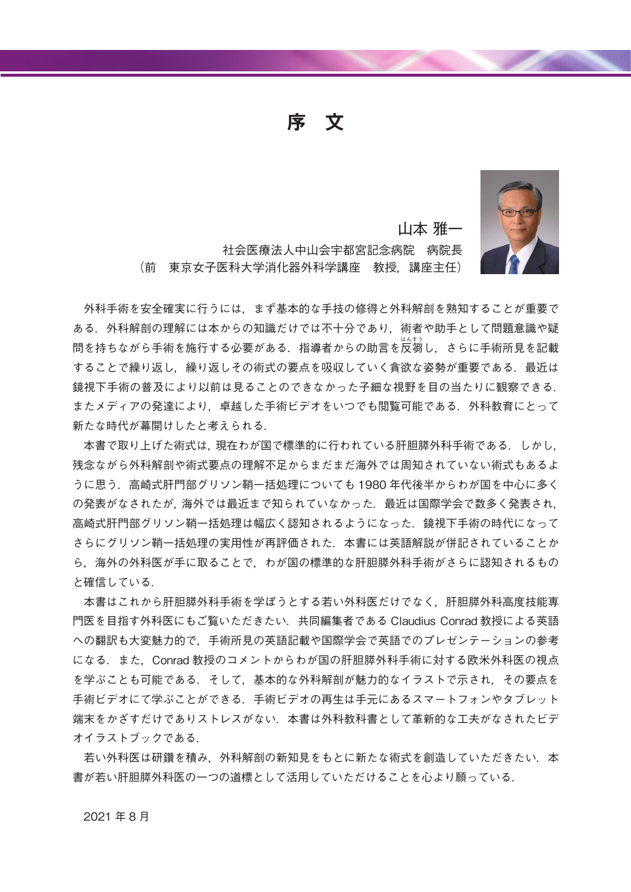# 序　文

山本 雅一

社会医療法人中山会宇都宮記念病院　病院長

（前　東京女子医科大学消化器外科学講座　教授，講座主任）

外科手術を安全確実に行うには，まず基本的な手技の修得と外科解剖を熟知することが重要である．外科解剖の理解には本からの知識だけでは不十分であり，術者や助手として問題意識や疑問を持ちながら手術を施行する必要がある．指導者からの助言を反芻し，さらに手術所見を記載することで繰り返し，繰り返しその術式の要点を吸収していく貪欲な姿勢が重要である．最近は鏡視下手術の普及により以前は見ることのできなかった子細な視野を目の当たりに観察できる．またメディアの発達により，卓越した手術ビデオをいつでも閲覧可能である．外科教育にとって新たな時代が幕開けしたと考えられる．

本書で取り上げた術式は，現在わが国で標準的に行われている肝胆膵外科手術である．しかし，残念ながら外科解剖や術式要点の理解不足からまだまだ海外では周知されていない術式もあるように思う．高崎式肝門部グリソン鞘一括処理についても 1980 年代後半からわが国を中心に多くの発表がなされたが，海外では最近まで知られていなかった．最近は国際学会で数多く発表され，高崎式肝門部グリソン鞘一括処理は幅広く認知されるようになった．鏡視下手術の時代になってさらにグリソン鞘一括処理の実用性が再評価された．本書には英語解説が併記されていることから，海外の外科医が手に取ることで，わが国の標準的な肝胆膵外科手術がさらに認知されるものと確信している．

本書はこれから肝胆膵外科手術を学ぼうとする若い外科医だけでなく，肝胆膵外科高度技能専門医を目指す外科医にもご覧いただきたい．共同編集者である Claudius Conrad 教授による英語への翻訳も大変魅力的で，手術所見の英語記載や国際学会で英語でのプレゼンテーションの参考になる．また，Conrad 教授のコメントからわが国の肝胆膵外科手術に対する欧米外科医の視点を学ぶことも可能である．そして，基本的な外科解剖が魅力的なイラストで示され，その要点を手術ビデオにて学ぶことができる．手術ビデオの再生は手元にあるスマートフォンやタブレット端末をかざすだけでありストレスがない．本書は外科教科書として革新的な工夫がなされたビデオイラストブックである．

若い外科医は研鑽を積み，外科解剖の新知見をもとに新たな術式を創造していただきたい．本書が若い肝胆膵外科医の一つの道標として活用していただけることを心より願っている．

2021 年 8 月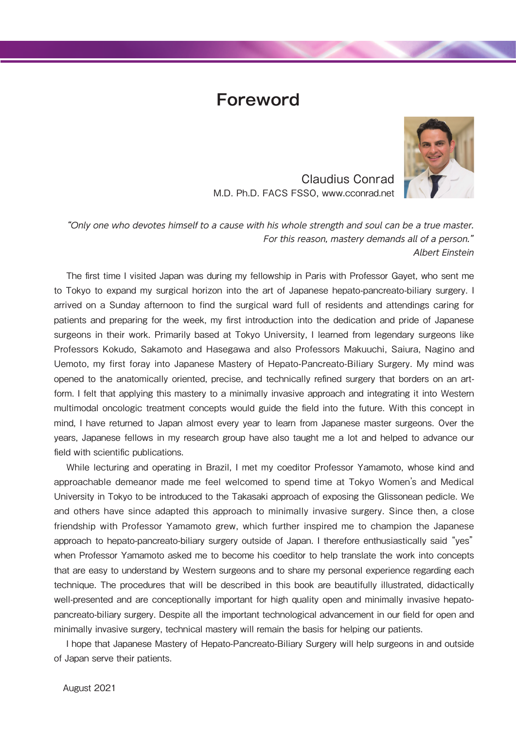# Foreword

Claudius Conrad
M.D. Ph.D. FACS FSSO, www.cconrad.net

*"Only one who devotes himself to a cause with his whole strength and soul can be a true master. For this reason, mastery demands all of a person."*
*Albert Einstein*

The first time I visited Japan was during my fellowship in Paris with Professor Gayet, who sent me to Tokyo to expand my surgical horizon into the art of Japanese hepato-pancreato-biliary surgery. I arrived on a Sunday afternoon to find the surgical ward full of residents and attendings caring for patients and preparing for the week, my first introduction into the dedication and pride of Japanese surgeons in their work. Primarily based at Tokyo University, I learned from legendary surgeons like Professors Kokudo, Sakamoto and Hasegawa and also Professors Makuuchi, Saiura, Nagino and Uemoto, my first foray into Japanese Mastery of Hepato-Pancreato-Biliary Surgery. My mind was opened to the anatomically oriented, precise, and technically refined surgery that borders on an art-form. I felt that applying this mastery to a minimally invasive approach and integrating it into Western multimodal oncologic treatment concepts would guide the field into the future. With this concept in mind, I have returned to Japan almost every year to learn from Japanese master surgeons. Over the years, Japanese fellows in my research group have also taught me a lot and helped to advance our field with scientific publications.

While lecturing and operating in Brazil, I met my coeditor Professor Yamamoto, whose kind and approachable demeanor made me feel welcomed to spend time at Tokyo Women's and Medical University in Tokyo to be introduced to the Takasaki approach of exposing the Glissonean pedicle. We and others have since adapted this approach to minimally invasive surgery. Since then, a close friendship with Professor Yamamoto grew, which further inspired me to champion the Japanese approach to hepato-pancreato-biliary surgery outside of Japan. I therefore enthusiastically said "yes" when Professor Yamamoto asked me to become his coeditor to help translate the work into concepts that are easy to understand by Western surgeons and to share my personal experience regarding each technique. The procedures that will be described in this book are beautifully illustrated, didactically well-presented and are conceptionally important for high quality open and minimally invasive hepato-pancreato-biliary surgery. Despite all the important technological advancement in our field for open and minimally invasive surgery, technical mastery will remain the basis for helping our patients.

I hope that Japanese Mastery of Hepato-Pancreato-Biliary Surgery will help surgeons in and outside of Japan serve their patients.

August 2021